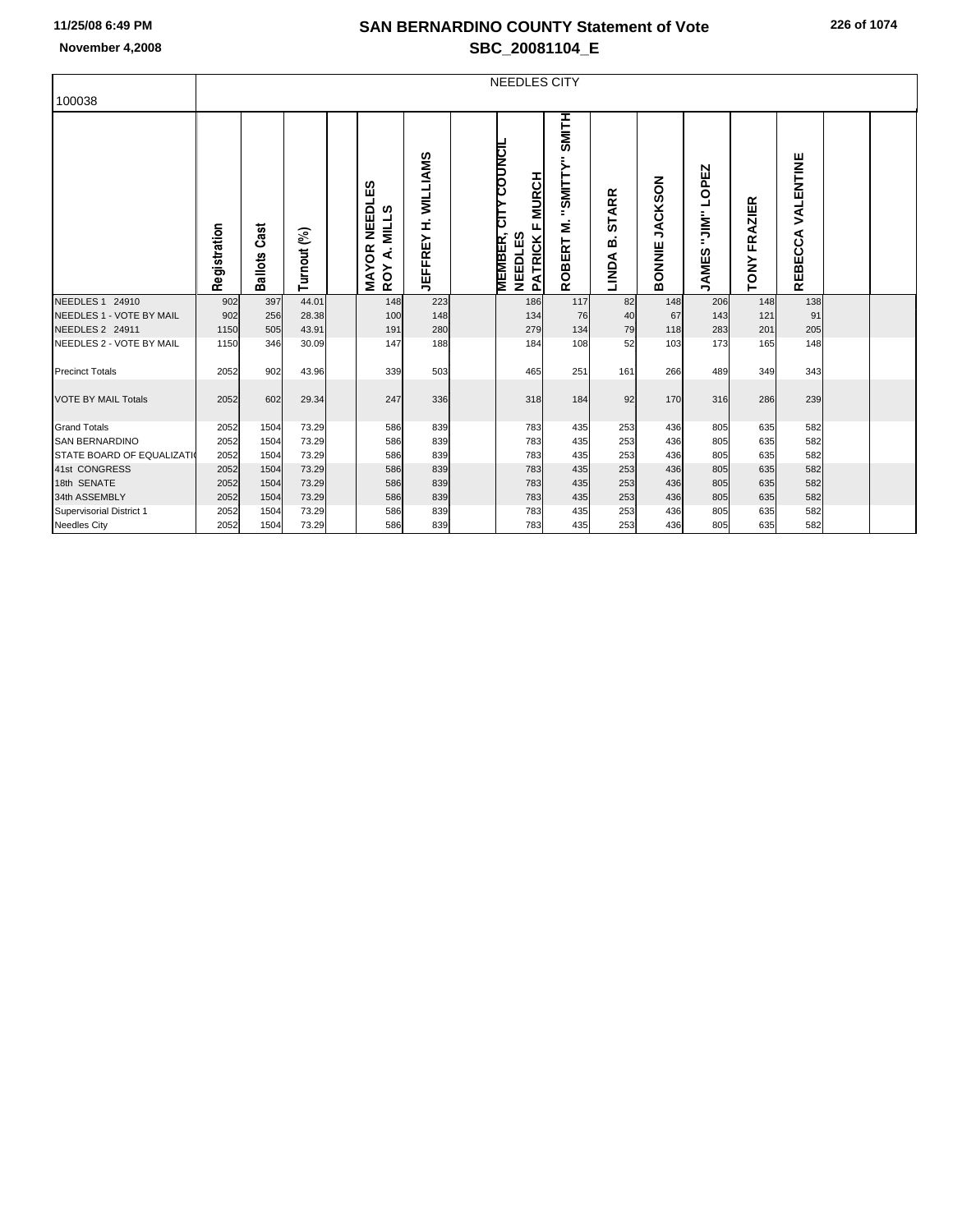# SAN BERNARDINO COUNTY Statement of Vote

## SBC_20081104_E

11/25/08 6:49 PM

November 4,2008

| 100038 | NEEDLES CITY | | | | | | | | | | | | | | | |
|---|---|---|---|---|---|---|---|---|---|---|---|---|---|---|---|---|
| | Registration | Ballots Cast | Turnout (%) | | MAYOR NEEDLES ROY A. MILLS | JEFFREY H. WILLIAMS | | MEMBER, CITY COUNCIL NEEDLES PATRICK F MURCH | ROBERT M. "SMITTY" SMITH | LINDA B. STARR | BONNIE JACKSON | JAMES "JIM" LOPEZ | TONY FRAZIER | REBECCA VALENTINE | | |
| NEEDLES 1 24910 | 902 | 397 | 44.01 | | 148 | 223 | | 186 | 117 | 82 | 148 | 206 | 148 | 138 | | |
| NEEDLES 1 - VOTE BY MAIL | 902 | 256 | 28.38 | | 100 | 148 | | 134 | 76 | 40 | 67 | 143 | 121 | 91 | | |
| NEEDLES 2 24911 | 1150 | 505 | 43.91 | | 191 | 280 | | 279 | 134 | 79 | 118 | 283 | 201 | 205 | | |
| NEEDLES 2 - VOTE BY MAIL | 1150 | 346 | 30.09 | | 147 | 188 | | 184 | 108 | 52 | 103 | 173 | 165 | 148 | | |
| Precinct Totals | 2052 | 902 | 43.96 | | 339 | 503 | | 465 | 251 | 161 | 266 | 489 | 349 | 343 | | |
| VOTE BY MAIL Totals | 2052 | 602 | 29.34 | | 247 | 336 | | 318 | 184 | 92 | 170 | 316 | 286 | 239 | | |
| Grand Totals | 2052 | 1504 | 73.29 | | 586 | 839 | | 783 | 435 | 253 | 436 | 805 | 635 | 582 | | |
| SAN BERNARDINO | 2052 | 1504 | 73.29 | | 586 | 839 | | 783 | 435 | 253 | 436 | 805 | 635 | 582 | | |
| STATE BOARD OF EQUALIZATI | 2052 | 1504 | 73.29 | | 586 | 839 | | 783 | 435 | 253 | 436 | 805 | 635 | 582 | | |
| 41st CONGRESS | 2052 | 1504 | 73.29 | | 586 | 839 | | 783 | 435 | 253 | 436 | 805 | 635 | 582 | | |
| 18th SENATE | 2052 | 1504 | 73.29 | | 586 | 839 | | 783 | 435 | 253 | 436 | 805 | 635 | 582 | | |
| 34th ASSEMBLY | 2052 | 1504 | 73.29 | | 586 | 839 | | 783 | 435 | 253 | 436 | 805 | 635 | 582 | | |
| Supervisorial District 1 | 2052 | 1504 | 73.29 | | 586 | 839 | | 783 | 435 | 253 | 436 | 805 | 635 | 582 | | |
| Needles City | 2052 | 1504 | 73.29 | | 586 | 839 | | 783 | 435 | 253 | 436 | 805 | 635 | 582 | | |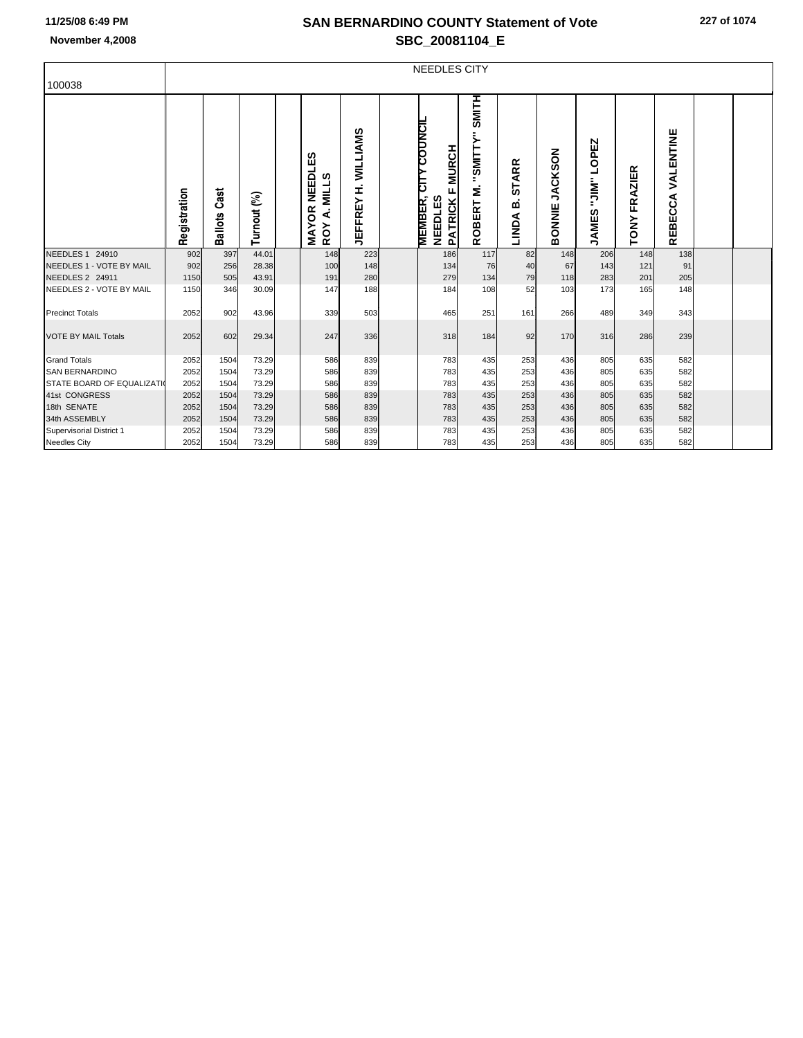# SAN BERNARDINO COUNTY Statement of Vote

## SBC_20081104_E

November 4,2008

| 100038 | NEEDLES CITY | | | | | | | | | | | | | | | | |
|---|---|---|---|---|---|---|---|---|---|---|---|---|---|---|---|---|---|
| | Registration | Ballots Cast | Turnout (%) | | MAYOR NEEDLES ROY A. MILLS | JEFFREY H. WILLIAMS | | MEMBER, CITY COUNCIL NEEDLES PATRICK F MURCH | ROBERT M. "SMITTY" SMITH | LINDA B. STARR | BONNIE JACKSON | JAMES "JIM" LOPEZ | TONY FRAZIER | REBECCA VALENTINE | | |
| NEEDLES 1 24910 | 902 | 397 | 44.01 | | 148 | 223 | | 186 | 117 | 82 | 148 | 206 | 148 | 138 | | |
| NEEDLES 1 - VOTE BY MAIL | 902 | 256 | 28.38 | | 100 | 148 | | 134 | 76 | 40 | 67 | 143 | 121 | 91 | | |
| NEEDLES 2 24911 | 1150 | 505 | 43.91 | | 191 | 280 | | 279 | 134 | 79 | 118 | 283 | 201 | 205 | | |
| NEEDLES 2 - VOTE BY MAIL | 1150 | 346 | 30.09 | | 147 | 188 | | 184 | 108 | 52 | 103 | 173 | 165 | 148 | | |
| Precinct Totals | 2052 | 902 | 43.96 | | 339 | 503 | | 465 | 251 | 161 | 266 | 489 | 349 | 343 | | |
| VOTE BY MAIL Totals | 2052 | 602 | 29.34 | | 247 | 336 | | 318 | 184 | 92 | 170 | 316 | 286 | 239 | | |
| Grand Totals | 2052 | 1504 | 73.29 | | 586 | 839 | | 783 | 435 | 253 | 436 | 805 | 635 | 582 | | |
| SAN BERNARDINO | 2052 | 1504 | 73.29 | | 586 | 839 | | 783 | 435 | 253 | 436 | 805 | 635 | 582 | | |
| STATE BOARD OF EQUALIZATI | 2052 | 1504 | 73.29 | | 586 | 839 | | 783 | 435 | 253 | 436 | 805 | 635 | 582 | | |
| 41st CONGRESS | 2052 | 1504 | 73.29 | | 586 | 839 | | 783 | 435 | 253 | 436 | 805 | 635 | 582 | | |
| 18th SENATE | 2052 | 1504 | 73.29 | | 586 | 839 | | 783 | 435 | 253 | 436 | 805 | 635 | 582 | | |
| 34th ASSEMBLY | 2052 | 1504 | 73.29 | | 586 | 839 | | 783 | 435 | 253 | 436 | 805 | 635 | 582 | | |
| Supervisorial District 1 | 2052 | 1504 | 73.29 | | 586 | 839 | | 783 | 435 | 253 | 436 | 805 | 635 | 582 | | |
| Needles City | 2052 | 1504 | 73.29 | | 586 | 839 | | 783 | 435 | 253 | 436 | 805 | 635 | 582 | | |